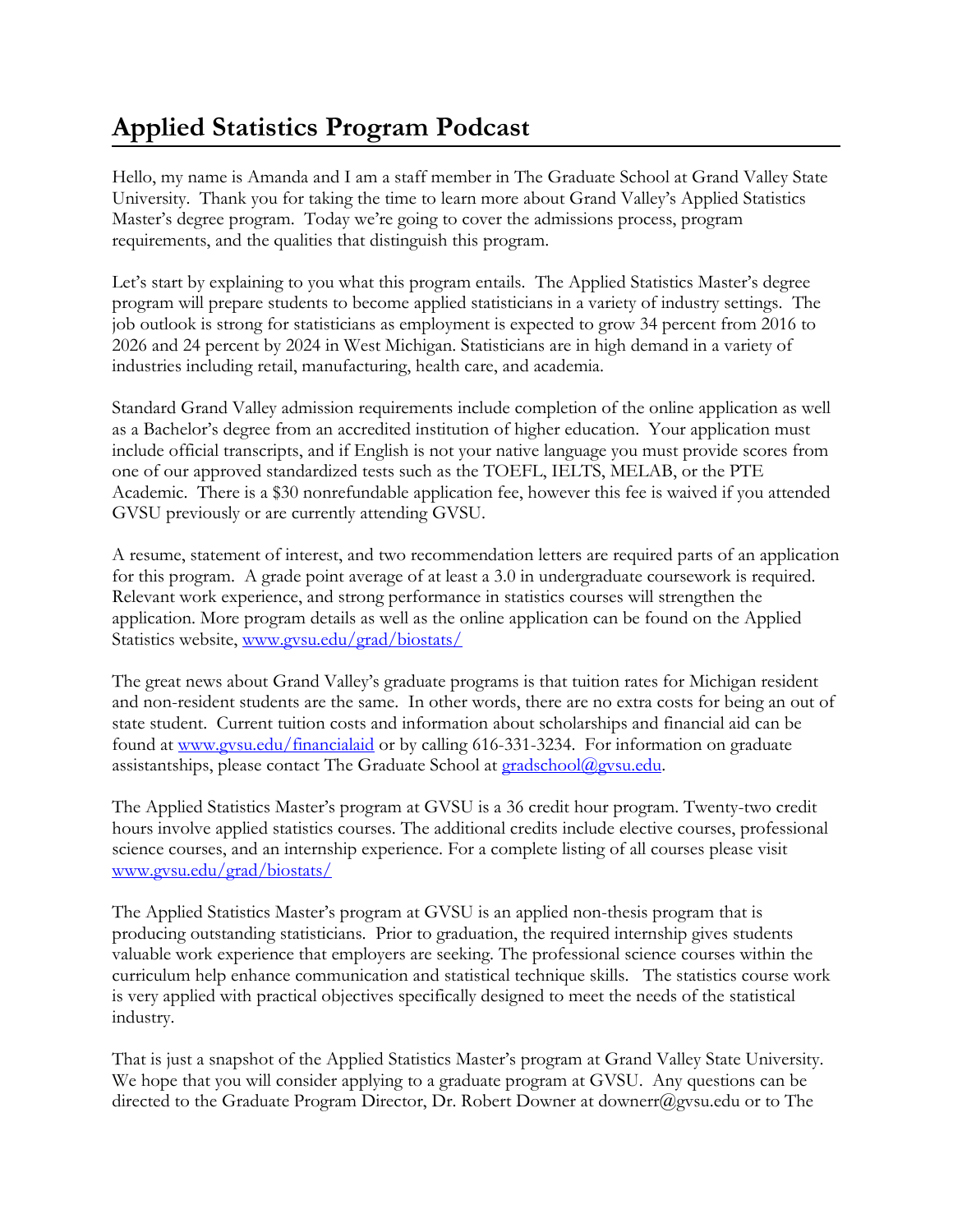# Applied Statistics Program Podcast

Hello, my name is Amanda and I am a staff member in The Graduate School at Grand Valley State University. Thank you for taking the time to learn more about Grand Valley's Applied Statistics Master's degree program. Today we're going to cover the admissions process, program requirements, and the qualities that distinguish this program.

Let's start by explaining to you what this program entails. The Applied Statistics Master's degree program will prepare students to become applied statisticians in a variety of industry settings. The job outlook is strong for statisticians as employment is expected to grow 34 percent from 2016 to 2026 and 24 percent by 2024 in West Michigan. Statisticians are in high demand in a variety of industries including retail, manufacturing, health care, and academia.

Standard Grand Valley admission requirements include completion of the online application as well as a Bachelor's degree from an accredited institution of higher education. Your application must include official transcripts, and if English is not your native language you must provide scores from one of our approved standardized tests such as the TOEFL, IELTS, MELAB, or the PTE Academic. There is a $30 nonrefundable application fee, however this fee is waived if you attended GVSU previously or are currently attending GVSU.

A resume, statement of interest, and two recommendation letters are required parts of an application for this program. A grade point average of at least a 3.0 in undergraduate coursework is required. Relevant work experience, and strong performance in statistics courses will strengthen the application. More program details as well as the online application can be found on the Applied Statistics website, [www.gvsu.edu/grad/biostats/](www.gvsu.edu/grad/biostats/)

The great news about Grand Valley's graduate programs is that tuition rates for Michigan resident and non-resident students are the same. In other words, there are no extra costs for being an out of state student. Current tuition costs and information about scholarships and financial aid can be found at [www.gvsu.edu/financialaid](www.gvsu.edu/financialaid) or by calling 616-331-3234. For information on graduate assistantships, please contact The Graduate School at [gradschool@gvsu.edu](mailto:gradschool@gvsu.edu).

The Applied Statistics Master's program at GVSU is a 36 credit hour program. Twenty-two credit hours involve applied statistics courses. The additional credits include elective courses, professional science courses, and an internship experience. For a complete listing of all courses please visit [www.gvsu.edu/grad/biostats/](www.gvsu.edu/grad/biostats/)

The Applied Statistics Master's program at GVSU is an applied non-thesis program that is producing outstanding statisticians. Prior to graduation, the required internship gives students valuable work experience that employers are seeking. The professional science courses within the curriculum help enhance communication and statistical technique skills. The statistics course work is very applied with practical objectives specifically designed to meet the needs of the statistical industry.

That is just a snapshot of the Applied Statistics Master's program at Grand Valley State University. We hope that you will consider applying to a graduate program at GVSU. Any questions can be directed to the Graduate Program Director, Dr. Robert Downer at downerr@gvsu.edu or to The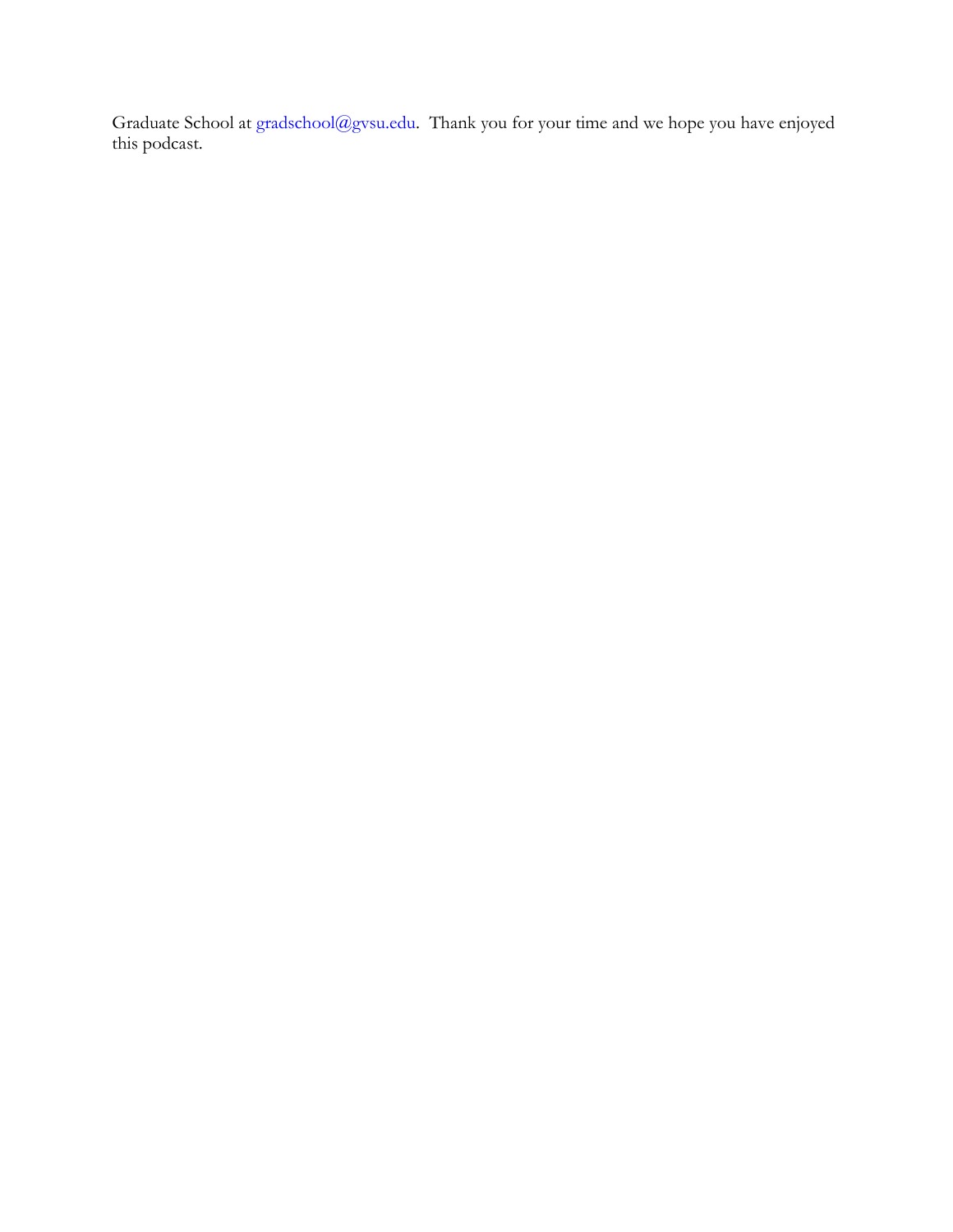Graduate School at gradschool@gvsu.edu. Thank you for your time and we hope you have enjoyed this podcast.